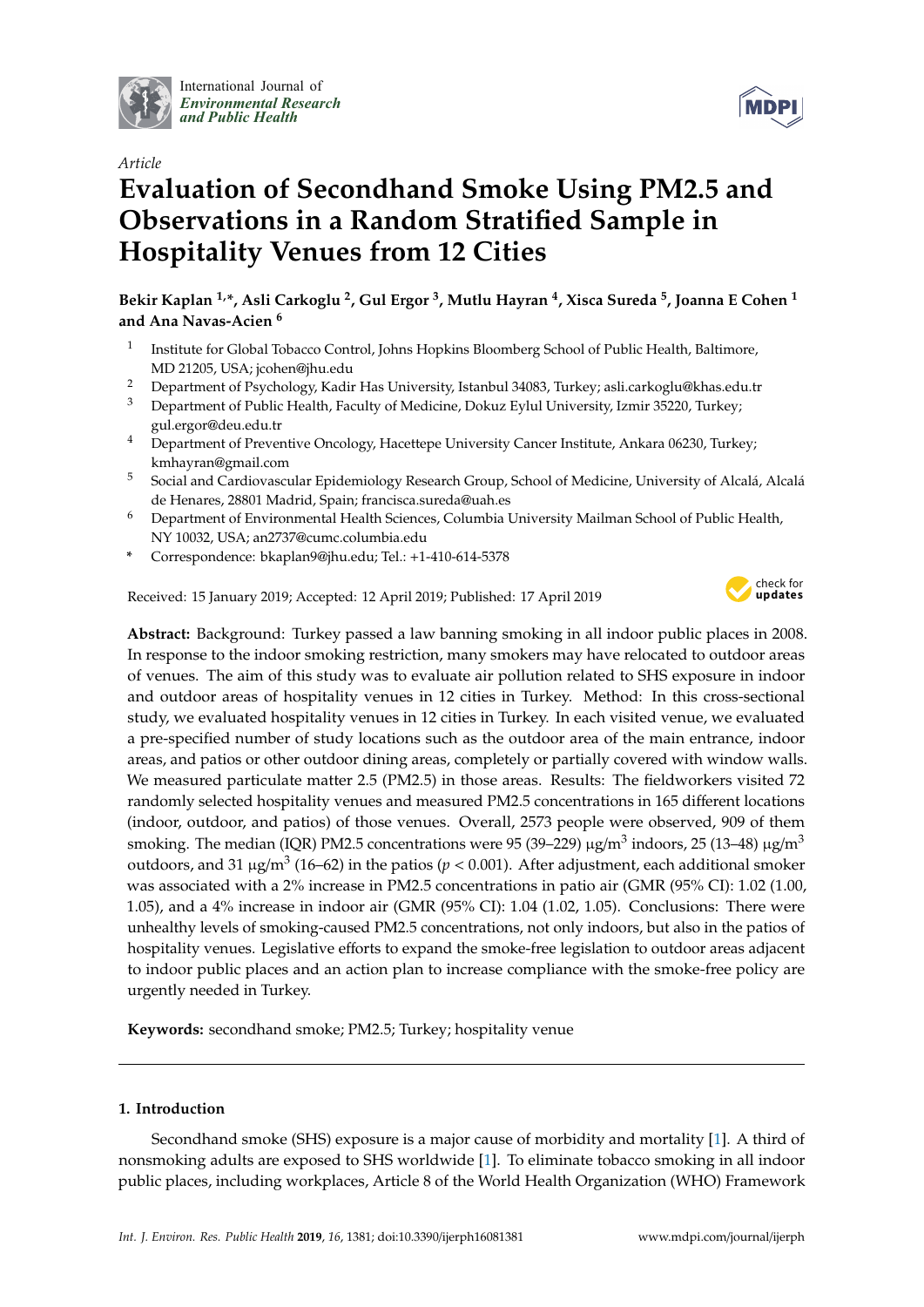International Journal of *Environmental Research and Public Health*

*Article*

# Evaluation of Secondhand Smoke Using PM2.5 and Observations in a Random Stratified Sample in Hospitality Venues from 12 Cities

**Bekir Kaplan [1,*], Asli Carkoglu [2], Gul Ergor [3], Mutlu Hayran [4], Xisca Sureda [5], Joanna E Cohen [1] and Ana Navas-Acien [6]**

1. Institute for Global Tobacco Control, Johns Hopkins Bloomberg School of Public Health, Baltimore, MD 21205, USA; jcohen@jhu.edu
2. Department of Psychology, Kadir Has University, Istanbul 34083, Turkey; asli.carkoglu@khas.edu.tr
3. Department of Public Health, Faculty of Medicine, Dokuz Eylul University, Izmir 35220, Turkey; gul.ergor@deu.edu.tr
4. Department of Preventive Oncology, Hacettepe University Cancer Institute, Ankara 06230, Turkey; kmhayran@gmail.com
5. Social and Cardiovascular Epidemiology Research Group, School of Medicine, University of Alcalá, Alcalá de Henares, 28801 Madrid, Spain; francisca.sureda@uah.es
6. Department of Environmental Health Sciences, Columbia University Mailman School of Public Health, NY 10032, USA; an2737@cumc.columbia.edu

\* Correspondence: bkaplan9@jhu.edu; Tel.: +1-410-614-5378

Received: 15 January 2019; Accepted: 12 April 2019; Published: 17 April 2019

**Abstract:** Background: Turkey passed a law banning smoking in all indoor public places in 2008. In response to the indoor smoking restriction, many smokers may have relocated to outdoor areas of venues. The aim of this study was to evaluate air pollution related to SHS exposure in indoor and outdoor areas of hospitality venues in 12 cities in Turkey. Method: In this cross-sectional study, we evaluated hospitality venues in 12 cities in Turkey. In each visited venue, we evaluated a pre-specified number of study locations such as the outdoor area of the main entrance, indoor areas, and patios or other outdoor dining areas, completely or partially covered with window walls. We measured particulate matter 2.5 (PM2.5) in those areas. Results: The fieldworkers visited 72 randomly selected hospitality venues and measured PM2.5 concentrations in 165 different locations (indoor, outdoor, and patios) of those venues. Overall, 2573 people were observed, 909 of them smoking. The median (IQR) PM2.5 concentrations were 95 (39–229) $\mu g/m^3$ indoors, 25 (13–48) $\mu g/m^3$ outdoors, and 31 $\mu g/m^3$ (16–62) in the patios ($p < 0.001$). After adjustment, each additional smoker was associated with a 2% increase in PM2.5 concentrations in patio air (GMR (95% CI): 1.02 (1.00, 1.05), and a 4% increase in indoor air (GMR (95% CI): 1.04 (1.02, 1.05). Conclusions: There were unhealthy levels of smoking-caused PM2.5 concentrations, not only indoors, but also in the patios of hospitality venues. Legislative efforts to expand the smoke-free legislation to outdoor areas adjacent to indoor public places and an action plan to increase compliance with the smoke-free policy are urgently needed in Turkey.

**Keywords:** secondhand smoke; PM2.5; Turkey; hospitality venue

## 1. Introduction

Secondhand smoke (SHS) exposure is a major cause of morbidity and mortality [1]. A third of nonsmoking adults are exposed to SHS worldwide [1]. To eliminate tobacco smoking in all indoor public places, including workplaces, Article 8 of the World Health Organization (WHO) Framework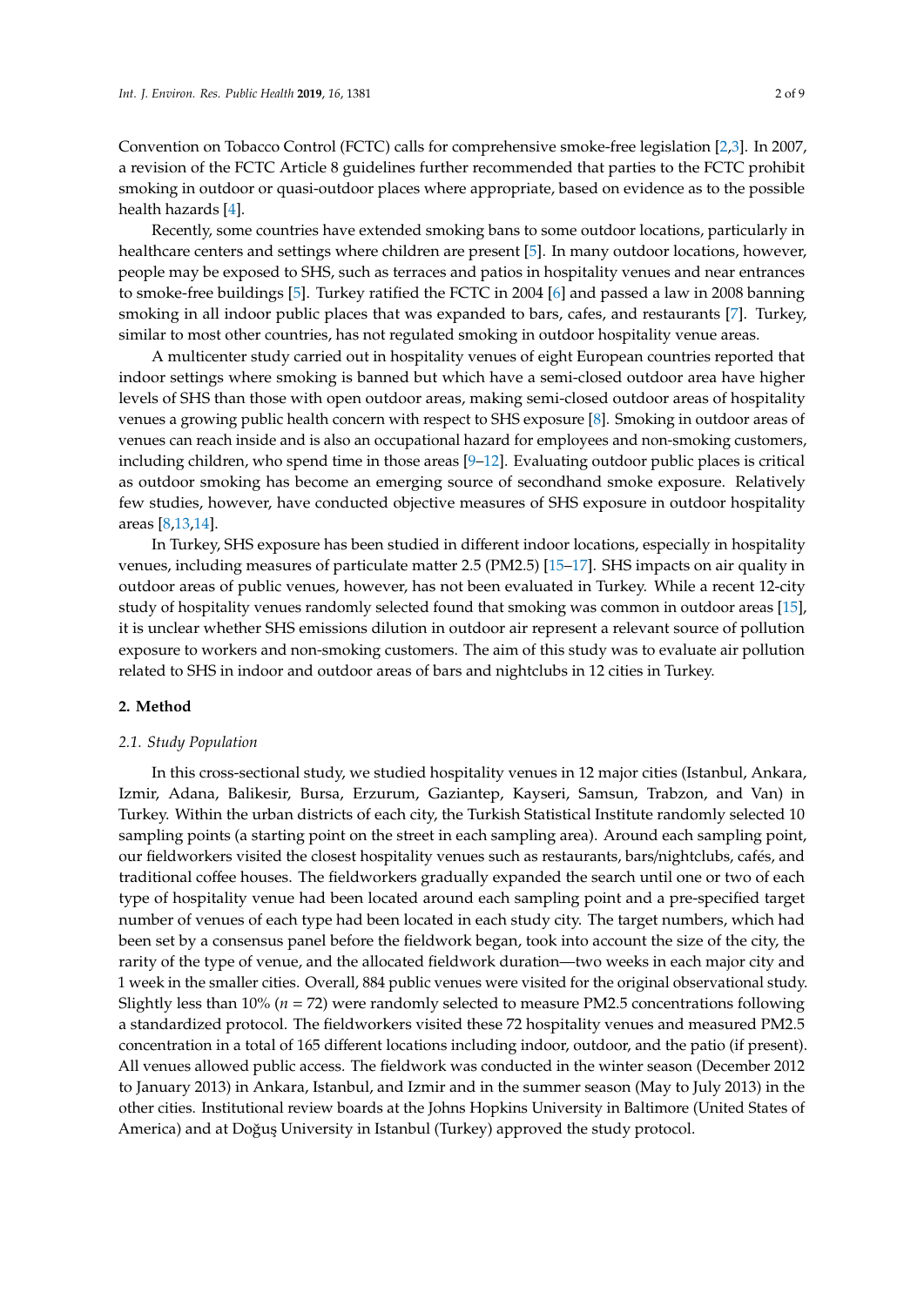Convention on Tobacco Control (FCTC) calls for comprehensive smoke-free legislation [2,3]. In 2007, a revision of the FCTC Article 8 guidelines further recommended that parties to the FCTC prohibit smoking in outdoor or quasi-outdoor places where appropriate, based on evidence as to the possible health hazards [4].

Recently, some countries have extended smoking bans to some outdoor locations, particularly in healthcare centers and settings where children are present [5]. In many outdoor locations, however, people may be exposed to SHS, such as terraces and patios in hospitality venues and near entrances to smoke-free buildings [5]. Turkey ratified the FCTC in 2004 [6] and passed a law in 2008 banning smoking in all indoor public places that was expanded to bars, cafes, and restaurants [7]. Turkey, similar to most other countries, has not regulated smoking in outdoor hospitality venue areas.

A multicenter study carried out in hospitality venues of eight European countries reported that indoor settings where smoking is banned but which have a semi-closed outdoor area have higher levels of SHS than those with open outdoor areas, making semi-closed outdoor areas of hospitality venues a growing public health concern with respect to SHS exposure [8]. Smoking in outdoor areas of venues can reach inside and is also an occupational hazard for employees and non-smoking customers, including children, who spend time in those areas [9–12]. Evaluating outdoor public places is critical as outdoor smoking has become an emerging source of secondhand smoke exposure. Relatively few studies, however, have conducted objective measures of SHS exposure in outdoor hospitality areas [8,13,14].

In Turkey, SHS exposure has been studied in different indoor locations, especially in hospitality venues, including measures of particulate matter 2.5 (PM2.5) [15–17]. SHS impacts on air quality in outdoor areas of public venues, however, has not been evaluated in Turkey. While a recent 12-city study of hospitality venues randomly selected found that smoking was common in outdoor areas [15], it is unclear whether SHS emissions dilution in outdoor air represent a relevant source of pollution exposure to workers and non-smoking customers. The aim of this study was to evaluate air pollution related to SHS in indoor and outdoor areas of bars and nightclubs in 12 cities in Turkey.

## 2. Method

### 2.1. Study Population

In this cross-sectional study, we studied hospitality venues in 12 major cities (Istanbul, Ankara, Izmir, Adana, Balikesir, Bursa, Erzurum, Gaziantep, Kayseri, Samsun, Trabzon, and Van) in Turkey. Within the urban districts of each city, the Turkish Statistical Institute randomly selected 10 sampling points (a starting point on the street in each sampling area). Around each sampling point, our fieldworkers visited the closest hospitality venues such as restaurants, bars/nightclubs, cafés, and traditional coffee houses. The fieldworkers gradually expanded the search until one or two of each type of hospitality venue had been located around each sampling point and a pre-specified target number of venues of each type had been located in each study city. The target numbers, which had been set by a consensus panel before the fieldwork began, took into account the size of the city, the rarity of the type of venue, and the allocated fieldwork duration—two weeks in each major city and 1 week in the smaller cities. Overall, 884 public venues were visited for the original observational study. Slightly less than 10% ($n = 72$) were randomly selected to measure PM2.5 concentrations following a standardized protocol. The fieldworkers visited these 72 hospitality venues and measured PM2.5 concentration in a total of 165 different locations including indoor, outdoor, and the patio (if present). All venues allowed public access. The fieldwork was conducted in the winter season (December 2012 to January 2013) in Ankara, Istanbul, and Izmir and in the summer season (May to July 2013) in the other cities. Institutional review boards at the Johns Hopkins University in Baltimore (United States of America) and at Doğuş University in Istanbul (Turkey) approved the study protocol.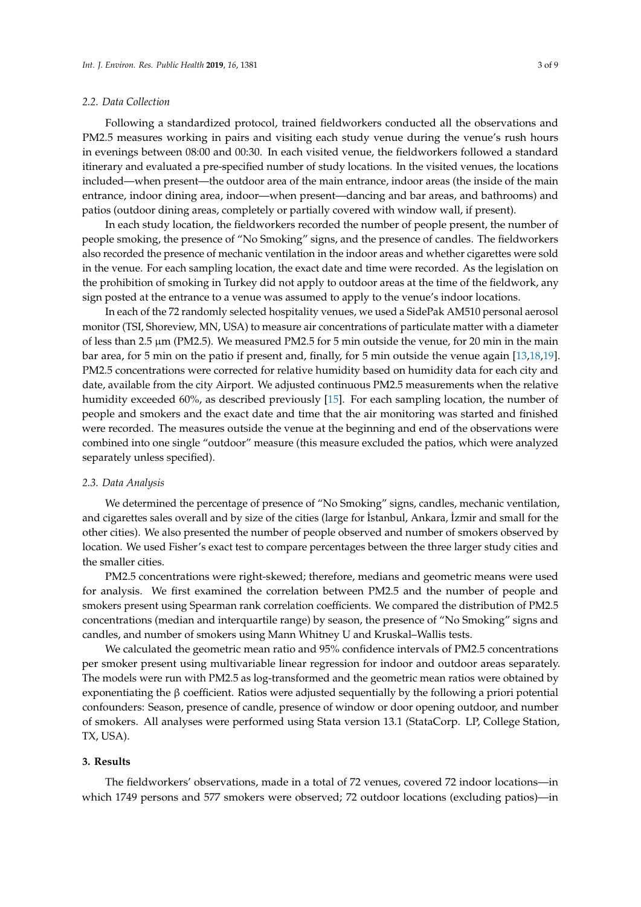### 2.2. Data Collection

Following a standardized protocol, trained fieldworkers conducted all the observations and PM2.5 measures working in pairs and visiting each study venue during the venue's rush hours in evenings between 08:00 and 00:30. In each visited venue, the fieldworkers followed a standard itinerary and evaluated a pre-specified number of study locations. In the visited venues, the locations included—when present—the outdoor area of the main entrance, indoor areas (the inside of the main entrance, indoor dining area, indoor—when present—dancing and bar areas, and bathrooms) and patios (outdoor dining areas, completely or partially covered with window wall, if present).

In each study location, the fieldworkers recorded the number of people present, the number of people smoking, the presence of "No Smoking" signs, and the presence of candles. The fieldworkers also recorded the presence of mechanic ventilation in the indoor areas and whether cigarettes were sold in the venue. For each sampling location, the exact date and time were recorded. As the legislation on the prohibition of smoking in Turkey did not apply to outdoor areas at the time of the fieldwork, any sign posted at the entrance to a venue was assumed to apply to the venue's indoor locations.

In each of the 72 randomly selected hospitality venues, we used a SidePak AM510 personal aerosol monitor (TSI, Shoreview, MN, USA) to measure air concentrations of particulate matter with a diameter of less than 2.5 μm (PM2.5). We measured PM2.5 for 5 min outside the venue, for 20 min in the main bar area, for 5 min on the patio if present and, finally, for 5 min outside the venue again [13,18,19]. PM2.5 concentrations were corrected for relative humidity based on humidity data for each city and date, available from the city Airport. We adjusted continuous PM2.5 measurements when the relative humidity exceeded 60%, as described previously [15]. For each sampling location, the number of people and smokers and the exact date and time that the air monitoring was started and finished were recorded. The measures outside the venue at the beginning and end of the observations were combined into one single "outdoor" measure (this measure excluded the patios, which were analyzed separately unless specified).

### 2.3. Data Analysis

We determined the percentage of presence of "No Smoking" signs, candles, mechanic ventilation, and cigarettes sales overall and by size of the cities (large for İstanbul, Ankara, İzmir and small for the other cities). We also presented the number of people observed and number of smokers observed by location. We used Fisher's exact test to compare percentages between the three larger study cities and the smaller cities.

PM2.5 concentrations were right-skewed; therefore, medians and geometric means were used for analysis. We first examined the correlation between PM2.5 and the number of people and smokers present using Spearman rank correlation coefficients. We compared the distribution of PM2.5 concentrations (median and interquartile range) by season, the presence of "No Smoking" signs and candles, and number of smokers using Mann Whitney U and Kruskal–Wallis tests.

We calculated the geometric mean ratio and 95% confidence intervals of PM2.5 concentrations per smoker present using multivariable linear regression for indoor and outdoor areas separately. The models were run with PM2.5 as log-transformed and the geometric mean ratios were obtained by exponentiating the $\beta$ coefficient. Ratios were adjusted sequentially by the following a priori potential confounders: Season, presence of candle, presence of window or door opening outdoor, and number of smokers. All analyses were performed using Stata version 13.1 (StataCorp. LP, College Station, TX, USA).

## 3. Results

The fieldworkers' observations, made in a total of 72 venues, covered 72 indoor locations—in which 1749 persons and 577 smokers were observed; 72 outdoor locations (excluding patios)—in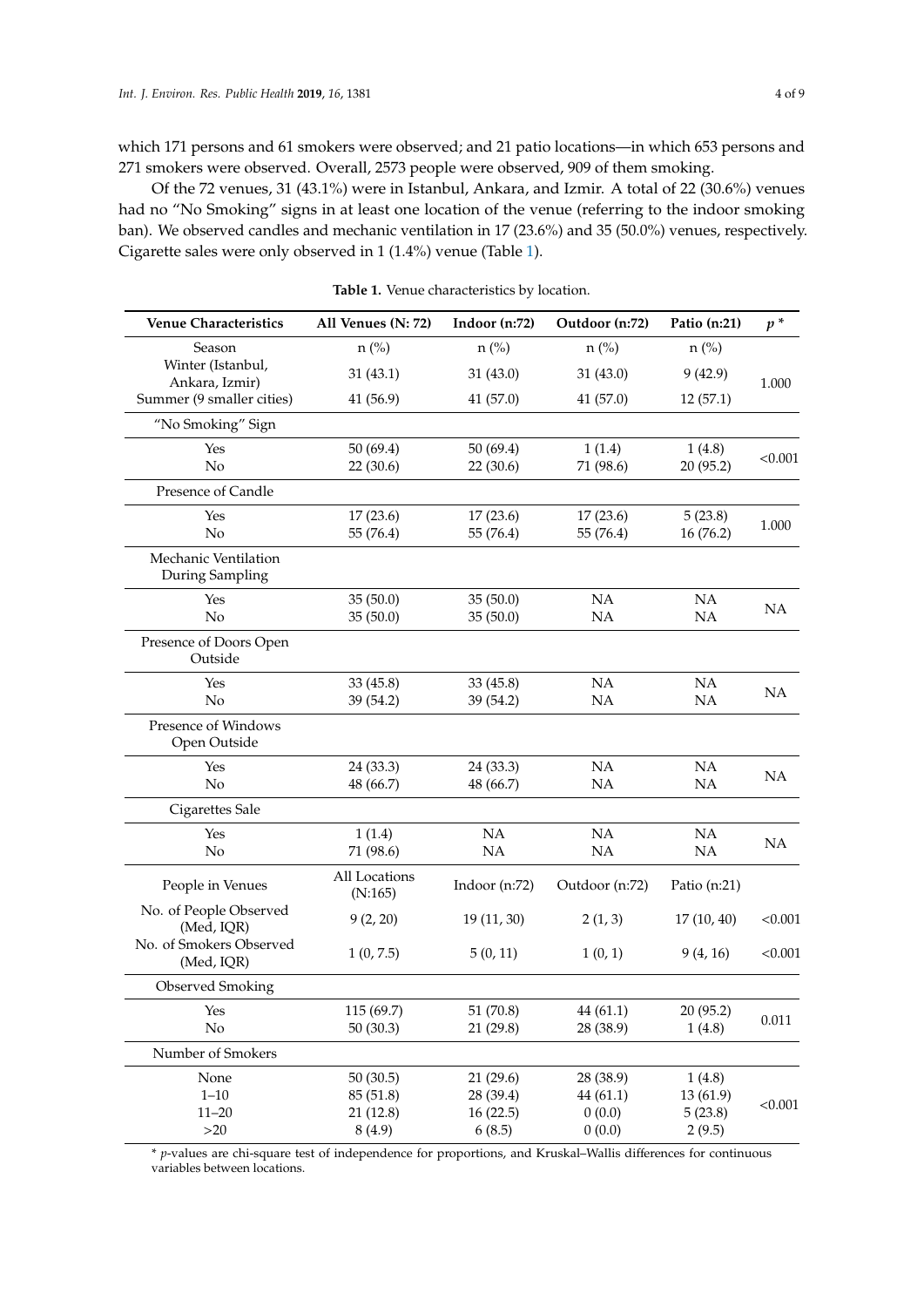which 171 persons and 61 smokers were observed; and 21 patio locations—in which 653 persons and 271 smokers were observed. Overall, 2573 people were observed, 909 of them smoking.

Of the 72 venues, 31 (43.1%) were in Istanbul, Ankara, and Izmir. A total of 22 (30.6%) venues had no "No Smoking" signs in at least one location of the venue (referring to the indoor smoking ban). We observed candles and mechanic ventilation in 17 (23.6%) and 35 (50.0%) venues, respectively. Cigarette sales were only observed in 1 (1.4%) venue (Table 1).

**Table 1.** Venue characteristics by location.

| Venue Characteristics | All Venues (N: 72) | Indoor (n:72) | Outdoor (n:72) | Patio (n:21) | $p$ * |
|---|---|---|---|---|---|
| Season | n (%) | n (%) | n (%) | n (%) | |
| Winter (Istanbul, Ankara, Izmir) | 31 (43.1) | 31 (43.0) | 31 (43.0) | 9 (42.9) | 1.000 |
| Summer (9 smaller cities) | 41 (56.9) | 41 (57.0) | 41 (57.0) | 12 (57.1) | |
| "No Smoking" Sign | | | | | |
| Yes | 50 (69.4) | 50 (69.4) | 1 (1.4) | 1 (4.8) | <0.001 |
| No | 22 (30.6) | 22 (30.6) | 71 (98.6) | 20 (95.2) | |
| Presence of Candle | | | | | |
| Yes | 17 (23.6) | 17 (23.6) | 17 (23.6) | 5 (23.8) | 1.000 |
| No | 55 (76.4) | 55 (76.4) | 55 (76.4) | 16 (76.2) | |
| Mechanic Ventilation During Sampling | | | | | |
| Yes | 35 (50.0) | 35 (50.0) | NA | NA | NA |
| No | 35 (50.0) | 35 (50.0) | NA | NA | |
| Presence of Doors Open Outside | | | | | |
| Yes | 33 (45.8) | 33 (45.8) | NA | NA | NA |
| No | 39 (54.2) | 39 (54.2) | NA | NA | |
| Presence of Windows Open Outside | | | | | |
| Yes | 24 (33.3) | 24 (33.3) | NA | NA | NA |
| No | 48 (66.7) | 48 (66.7) | NA | NA | |
| Cigarettes Sale | | | | | |
| Yes | 1 (1.4) | NA | NA | NA | NA |
| No | 71 (98.6) | NA | NA | NA | |
| People in Venues | All Locations (N:165) | Indoor (n:72) | Outdoor (n:72) | Patio (n:21) | |
| No. of People Observed (Med, IQR) | 9 (2, 20) | 19 (11, 30) | 2 (1, 3) | 17 (10, 40) | <0.001 |
| No. of Smokers Observed (Med, IQR) | 1 (0, 7.5) | 5 (0, 11) | 1 (0, 1) | 9 (4, 16) | <0.001 |
| Observed Smoking | | | | | |
| Yes | 115 (69.7) | 51 (70.8) | 44 (61.1) | 20 (95.2) | 0.011 |
| No | 50 (30.3) | 21 (29.8) | 28 (38.9) | 1 (4.8) | |
| Number of Smokers | | | | | |
| None | 50 (30.5) | 21 (29.6) | 28 (38.9) | 1 (4.8) | <0.001 |
| 1–10 | 85 (51.8) | 28 (39.4) | 44 (61.1) | 13 (61.9) | |
| 11–20 | 21 (12.8) | 16 (22.5) | 0 (0.0) | 5 (23.8) | |
| >20 | 8 (4.9) | 6 (8.5) | 0 (0.0) | 2 (9.5) | |

* $p$-values are chi-square test of independence for proportions, and Kruskal–Wallis differences for continuous variables between locations.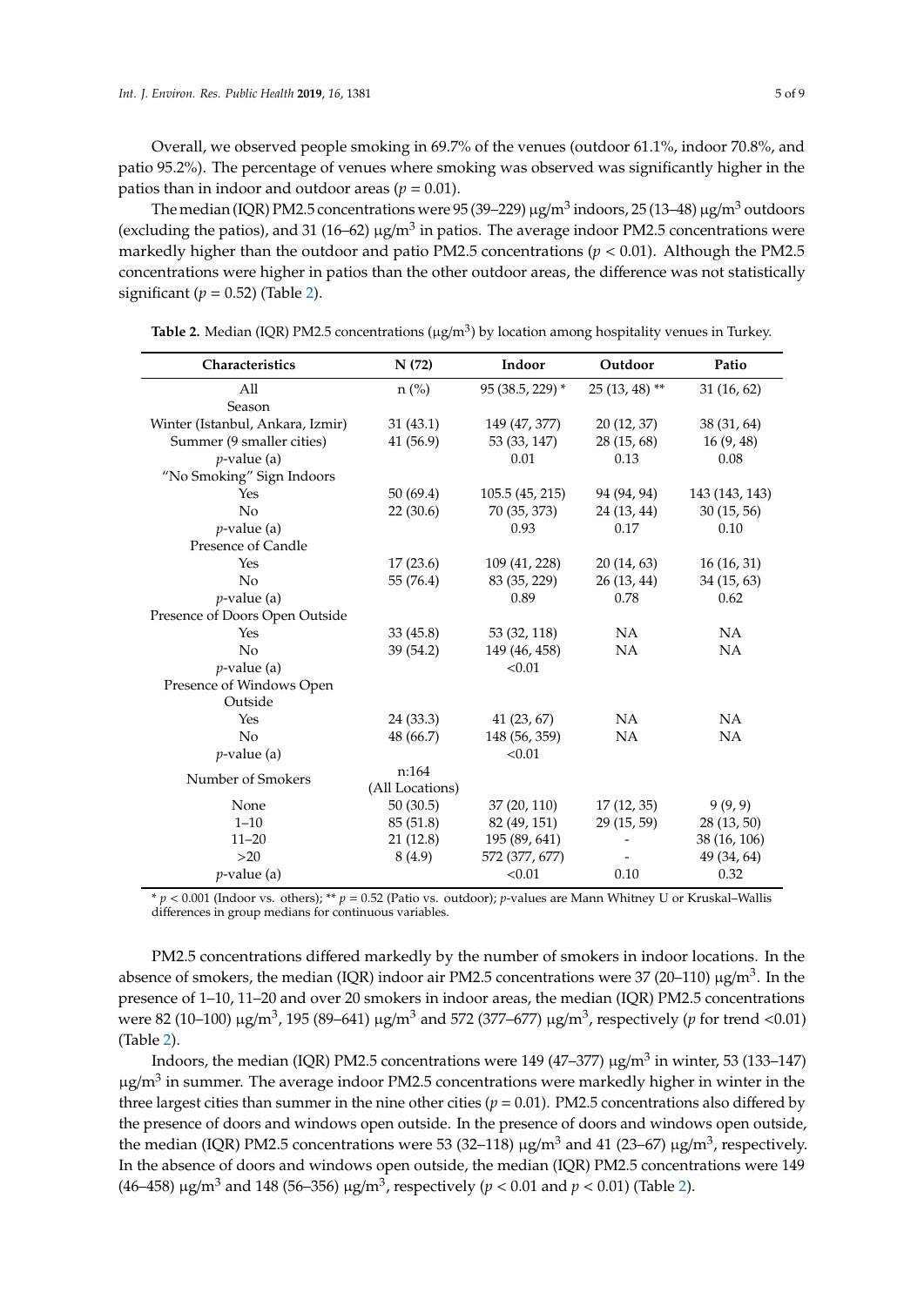Overall, we observed people smoking in 69.7% of the venues (outdoor 61.1%, indoor 70.8%, and patio 95.2%). The percentage of venues where smoking was observed was significantly higher in the patios than in indoor and outdoor areas ($p = 0.01$).

The median (IQR) PM2.5 concentrations were 95 (39–229) μg/m$^3$ indoors, 25 (13–48) μg/m$^3$ outdoors (excluding the patios), and 31 (16–62) μg/m$^3$ in patios. The average indoor PM2.5 concentrations were markedly higher than the outdoor and patio PM2.5 concentrations ($p < 0.01$). Although the PM2.5 concentrations were higher in patios than the other outdoor areas, the difference was not statistically significant ($p = 0.52$) (Table 2).

**Table 2.** Median (IQR) PM2.5 concentrations (μg/m$^3$) by location among hospitality venues in Turkey.

| Characteristics | N (72) | Indoor | Outdoor | Patio |
|---|---|---|---|---|
| All | n (%) | 95 (38.5, 229) * | 25 (13, 48) ** | 31 (16, 62) |
| Season | | | | |
| Winter (Istanbul, Ankara, Izmir) | 31 (43.1) | 149 (47, 377) | 20 (12, 37) | 38 (31, 64) |
| Summer (9 smaller cities) | 41 (56.9) | 53 (33, 147) | 28 (15, 68) | 16 (9, 48) |
| *p*-value (a) | | 0.01 | 0.13 | 0.08 |
| "No Smoking" Sign Indoors | | | | |
| Yes | 50 (69.4) | 105.5 (45, 215) | 94 (94, 94) | 143 (143, 143) |
| No | 22 (30.6) | 70 (35, 373) | 24 (13, 44) | 30 (15, 56) |
| *p*-value (a) | | 0.93 | 0.17 | 0.10 |
| Presence of Candle | | | | |
| Yes | 17 (23.6) | 109 (41, 228) | 20 (14, 63) | 16 (16, 31) |
| No | 55 (76.4) | 83 (35, 229) | 26 (13, 44) | 34 (15, 63) |
| *p*-value (a) | | 0.89 | 0.78 | 0.62 |
| Presence of Doors Open Outside | | | | |
| Yes | 33 (45.8) | 53 (32, 118) | NA | NA |
| No | 39 (54.2) | 149 (46, 458) | NA | NA |
| *p*-value (a) | | <0.01 | | |
| Presence of Windows Open Outside | | | | |
| Yes | 24 (33.3) | 41 (23, 67) | NA | NA |
| No | 48 (66.7) | 148 (56, 359) | NA | NA |
| *p*-value (a) | | <0.01 | | |
| Number of Smokers | n:164 (All Locations) | | | |
| None | 50 (30.5) | 37 (20, 110) | 17 (12, 35) | 9 (9, 9) |
| 1–10 | 85 (51.8) | 82 (49, 151) | 29 (15, 59) | 28 (13, 50) |
| 11–20 | 21 (12.8) | 195 (89, 641) | - | 38 (16, 106) |
| >20 | 8 (4.9) | 572 (377, 677) | - | 49 (34, 64) |
| *p*-value (a) | | <0.01 | 0.10 | 0.32 |

* $p < 0.001$ (Indoor vs. others); ** $p = 0.52$ (Patio vs. outdoor); *p*-values are Mann Whitney U or Kruskal–Wallis differences in group medians for continuous variables.

PM2.5 concentrations differed markedly by the number of smokers in indoor locations. In the absence of smokers, the median (IQR) indoor air PM2.5 concentrations were 37 (20–110) μg/m$^3$. In the presence of 1–10, 11–20 and over 20 smokers in indoor areas, the median (IQR) PM2.5 concentrations were 82 (10–100) μg/m$^3$, 195 (89–641) μg/m$^3$ and 572 (377–677) μg/m$^3$, respectively ($p$ for trend <0.01) (Table 2).

Indoors, the median (IQR) PM2.5 concentrations were 149 (47–377) μg/m$^3$ in winter, 53 (133–147) μg/m$^3$ in summer. The average indoor PM2.5 concentrations were markedly higher in winter in the three largest cities than summer in the nine other cities ($p = 0.01$). PM2.5 concentrations also differed by the presence of doors and windows open outside. In the presence of doors and windows open outside, the median (IQR) PM2.5 concentrations were 53 (32–118) μg/m$^3$ and 41 (23–67) μg/m$^3$, respectively. In the absence of doors and windows open outside, the median (IQR) PM2.5 concentrations were 149 (46–458) μg/m$^3$ and 148 (56–356) μg/m$^3$, respectively ($p < 0.01$ and $p < 0.01$) (Table 2).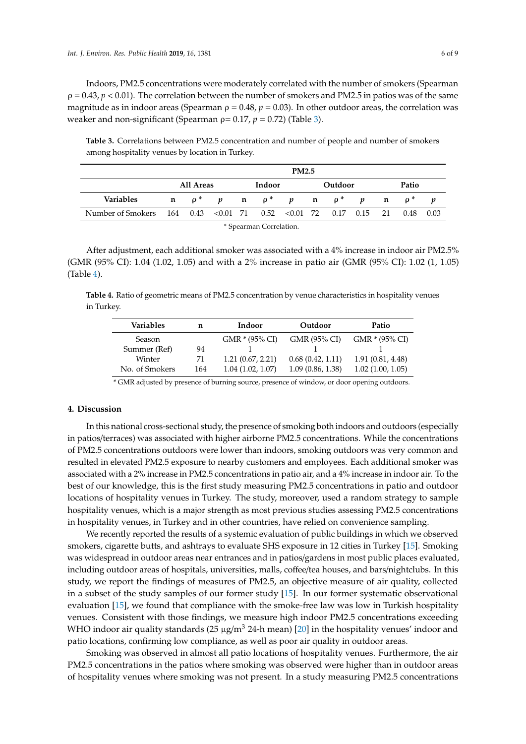Indoors, PM2.5 concentrations were moderately correlated with the number of smokers (Spearman $\rho = 0.43$, $p < 0.01$). The correlation between the number of smokers and PM2.5 in patios was of the same magnitude as in indoor areas (Spearman $\rho = 0.48$, $p = 0.03$). In other outdoor areas, the correlation was weaker and non-significant (Spearman $\rho = 0.17$, $p = 0.72$) (Table 3).

**Table 3.** Correlations between PM2.5 concentration and number of people and number of smokers among hospitality venues by location in Turkey.

| | PM2.5 | | | | | | | | | | | |
|---|---|---|---|---|---|---|---|---|---|---|---|---|
| | All Areas | | | Indoor | | | Outdoor | | | Patio | | |
| **Variables** | **n** | **ρ \*** | ***p*** | **n** | **ρ \*** | ***p*** | **n** | **ρ \*** | ***p*** | **n** | **ρ \*** | ***p*** |
| Number of Smokers | 164 | 0.43 | <0.01 | 71 | 0.52 | <0.01 | 72 | 0.17 | 0.15 | 21 | 0.48 | 0.03 |

\* Spearman Correlation.

After adjustment, each additional smoker was associated with a 4% increase in indoor air PM2.5% (GMR (95% CI): 1.04 (1.02, 1.05) and with a 2% increase in patio air (GMR (95% CI): 1.02 (1, 1.05) (Table 4).

**Table 4.** Ratio of geometric means of PM2.5 concentration by venue characteristics in hospitality venues in Turkey.

| Variables | n | Indoor | Outdoor | Patio |
|---|---|---|---|---|
| Season | | GMR * (95% CI) | GMR (95% CI) | GMR * (95% CI) |
| Summer (Ref) | 94 | 1 | 1 | 1 |
| Winter | 71 | 1.21 (0.67, 2.21) | 0.68 (0.42, 1.11) | 1.91 (0.81, 4.48) |
| No. of Smokers | 164 | 1.04 (1.02, 1.07) | 1.09 (0.86, 1.38) | 1.02 (1.00, 1.05) |

\* GMR adjusted by presence of burning source, presence of window, or door opening outdoors.

## 4. Discussion

In this national cross-sectional study, the presence of smoking both indoors and outdoors (especially in patios/terraces) was associated with higher airborne PM2.5 concentrations. While the concentrations of PM2.5 concentrations outdoors were lower than indoors, smoking outdoors was very common and resulted in elevated PM2.5 exposure to nearby customers and employees. Each additional smoker was associated with a 2% increase in PM2.5 concentrations in patio air, and a 4% increase in indoor air. To the best of our knowledge, this is the first study measuring PM2.5 concentrations in patio and outdoor locations of hospitality venues in Turkey. The study, moreover, used a random strategy to sample hospitality venues, which is a major strength as most previous studies assessing PM2.5 concentrations in hospitality venues, in Turkey and in other countries, have relied on convenience sampling.

We recently reported the results of a systemic evaluation of public buildings in which we observed smokers, cigarette butts, and ashtrays to evaluate SHS exposure in 12 cities in Turkey [15]. Smoking was widespread in outdoor areas near entrances and in patios/gardens in most public places evaluated, including outdoor areas of hospitals, universities, malls, coffee/tea houses, and bars/nightclubs. In this study, we report the findings of measures of PM2.5, an objective measure of air quality, collected in a subset of the study samples of our former study [15]. In our former systematic observational evaluation [15], we found that compliance with the smoke-free law was low in Turkish hospitality venues. Consistent with those findings, we measure high indoor PM2.5 concentrations exceeding WHO indoor air quality standards (25 $\mu g/m^3$ 24-h mean) [20] in the hospitality venues' indoor and patio locations, confirming low compliance, as well as poor air quality in outdoor areas.

Smoking was observed in almost all patio locations of hospitality venues. Furthermore, the air PM2.5 concentrations in the patios where smoking was observed were higher than in outdoor areas of hospitality venues where smoking was not present. In a study measuring PM2.5 concentrations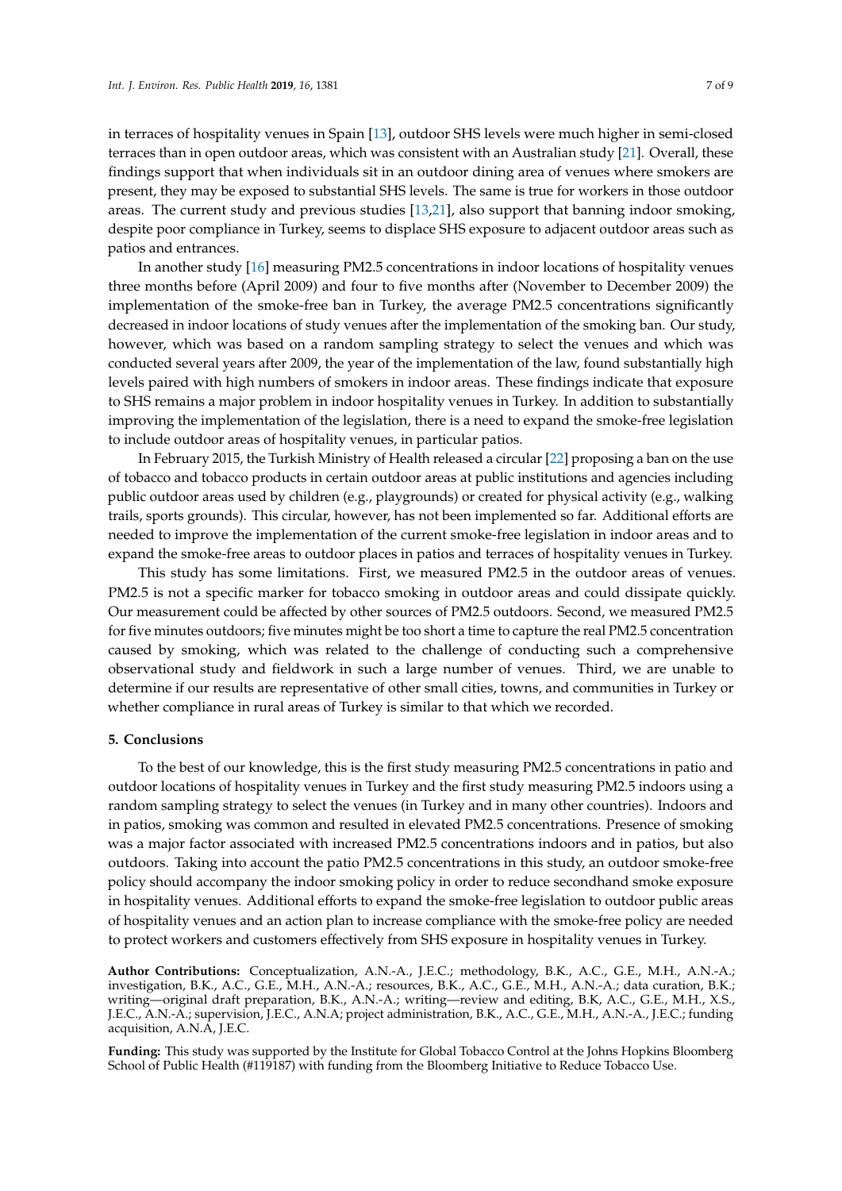in terraces of hospitality venues in Spain [13], outdoor SHS levels were much higher in semi-closed terraces than in open outdoor areas, which was consistent with an Australian study [21]. Overall, these findings support that when individuals sit in an outdoor dining area of venues where smokers are present, they may be exposed to substantial SHS levels. The same is true for workers in those outdoor areas. The current study and previous studies [13,21], also support that banning indoor smoking, despite poor compliance in Turkey, seems to displace SHS exposure to adjacent outdoor areas such as patios and entrances.

In another study [16] measuring PM2.5 concentrations in indoor locations of hospitality venues three months before (April 2009) and four to five months after (November to December 2009) the implementation of the smoke-free ban in Turkey, the average PM2.5 concentrations significantly decreased in indoor locations of study venues after the implementation of the smoking ban. Our study, however, which was based on a random sampling strategy to select the venues and which was conducted several years after 2009, the year of the implementation of the law, found substantially high levels paired with high numbers of smokers in indoor areas. These findings indicate that exposure to SHS remains a major problem in indoor hospitality venues in Turkey. In addition to substantially improving the implementation of the legislation, there is a need to expand the smoke-free legislation to include outdoor areas of hospitality venues, in particular patios.

In February 2015, the Turkish Ministry of Health released a circular [22] proposing a ban on the use of tobacco and tobacco products in certain outdoor areas at public institutions and agencies including public outdoor areas used by children (e.g., playgrounds) or created for physical activity (e.g., walking trails, sports grounds). This circular, however, has not been implemented so far. Additional efforts are needed to improve the implementation of the current smoke-free legislation in indoor areas and to expand the smoke-free areas to outdoor places in patios and terraces of hospitality venues in Turkey.

This study has some limitations. First, we measured PM2.5 in the outdoor areas of venues. PM2.5 is not a specific marker for tobacco smoking in outdoor areas and could dissipate quickly. Our measurement could be affected by other sources of PM2.5 outdoors. Second, we measured PM2.5 for five minutes outdoors; five minutes might be too short a time to capture the real PM2.5 concentration caused by smoking, which was related to the challenge of conducting such a comprehensive observational study and fieldwork in such a large number of venues. Third, we are unable to determine if our results are representative of other small cities, towns, and communities in Turkey or whether compliance in rural areas of Turkey is similar to that which we recorded.

## 5. Conclusions

To the best of our knowledge, this is the first study measuring PM2.5 concentrations in patio and outdoor locations of hospitality venues in Turkey and the first study measuring PM2.5 indoors using a random sampling strategy to select the venues (in Turkey and in many other countries). Indoors and in patios, smoking was common and resulted in elevated PM2.5 concentrations. Presence of smoking was a major factor associated with increased PM2.5 concentrations indoors and in patios, but also outdoors. Taking into account the patio PM2.5 concentrations in this study, an outdoor smoke-free policy should accompany the indoor smoking policy in order to reduce secondhand smoke exposure in hospitality venues. Additional efforts to expand the smoke-free legislation to outdoor public areas of hospitality venues and an action plan to increase compliance with the smoke-free policy are needed to protect workers and customers effectively from SHS exposure in hospitality venues in Turkey.

**Author Contributions:** Conceptualization, A.N.-A., J.E.C.; methodology, B.K., A.C., G.E., M.H., A.N.-A.; investigation, B.K., A.C., G.E., M.H., A.N.-A.; resources, B.K., A.C., G.E., M.H., A.N.-A.; data curation, B.K.; writing—original draft preparation, B.K., A.N.-A.; writing—review and editing, B.K, A.C., G.E., M.H., X.S., J.E.C., A.N.-A.; supervision, J.E.C., A.N.A; project administration, B.K., A.C., G.E., M.H., A.N.-A., J.E.C.; funding acquisition, A.N.A, J.E.C.

**Funding:** This study was supported by the Institute for Global Tobacco Control at the Johns Hopkins Bloomberg School of Public Health (#119187) with funding from the Bloomberg Initiative to Reduce Tobacco Use.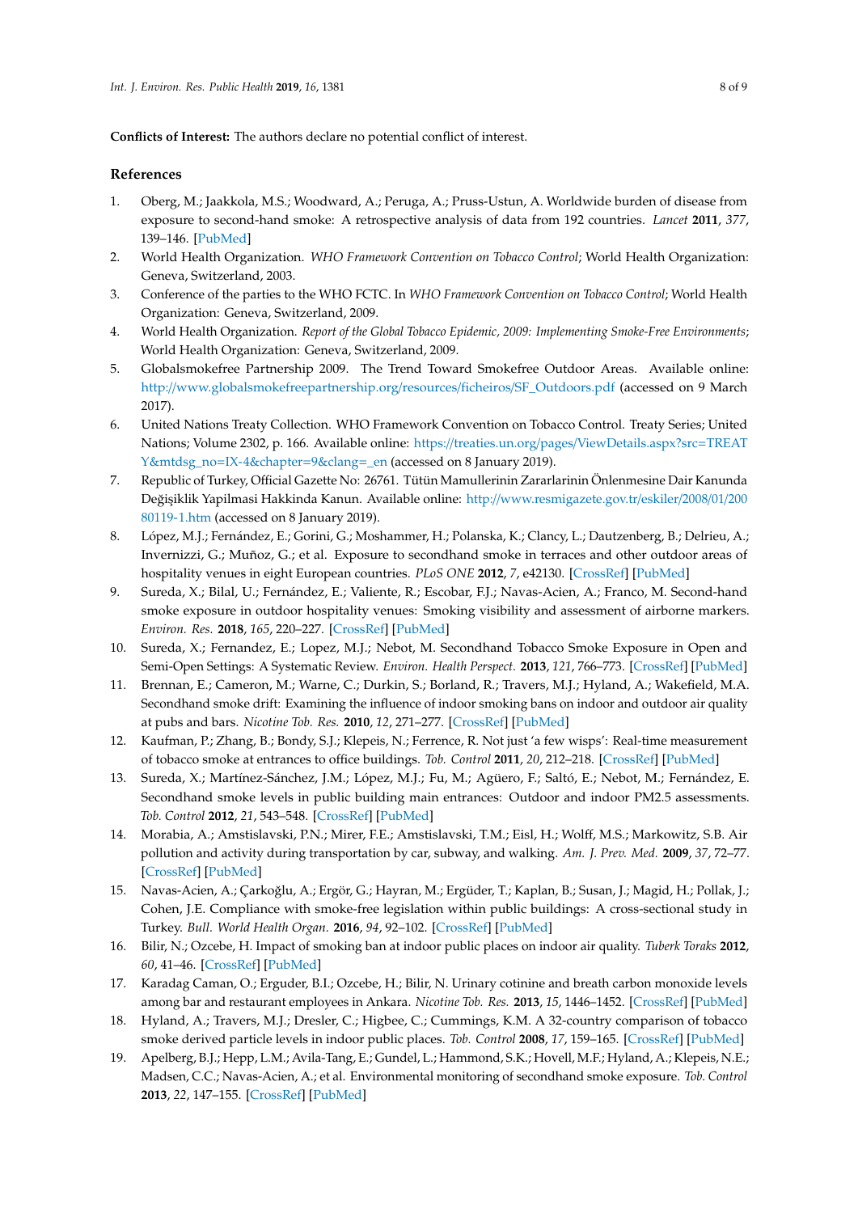**Conflicts of Interest:** The authors declare no potential conflict of interest.

## References

1. Oberg, M.; Jaakkola, M.S.; Woodward, A.; Peruga, A.; Pruss-Ustun, A. Worldwide burden of disease from exposure to second-hand smoke: A retrospective analysis of data from 192 countries. *Lancet* **2011**, *377*, 139–146. [PubMed]
2. World Health Organization. *WHO Framework Convention on Tobacco Control*; World Health Organization: Geneva, Switzerland, 2003.
3. Conference of the parties to the WHO FCTC. In *WHO Framework Convention on Tobacco Control*; World Health Organization: Geneva, Switzerland, 2009.
4. World Health Organization. *Report of the Global Tobacco Epidemic, 2009: Implementing Smoke-Free Environments*; World Health Organization: Geneva, Switzerland, 2009.
5. Globalsmokefree Partnership 2009. The Trend Toward Smokefree Outdoor Areas. Available online: http://www.globalsmokefreepartnership.org/resources/ficheiros/SF_Outdoors.pdf (accessed on 9 March 2017).
6. United Nations Treaty Collection. WHO Framework Convention on Tobacco Control. Treaty Series; United Nations; Volume 2302, p. 166. Available online: https://treaties.un.org/pages/ViewDetails.aspx?src=TREATY&mtdsg_no=IX-4&chapter=9&clang=_en (accessed on 8 January 2019).
7. Republic of Turkey, Official Gazette No: 26761. Tütün Mamullerinin Zararlarinin Önlenmesine Dair Kanunda Değişiklik Yapilmasi Hakkinda Kanun. Available online: http://www.resmigazete.gov.tr/eskiler/2008/01/20080119-1.htm (accessed on 8 January 2019).
8. López, M.J.; Fernández, E.; Gorini, G.; Moshammer, H.; Polanska, K.; Clancy, L.; Dautzenberg, B.; Delrieu, A.; Invernizzi, G.; Muñoz, G.; et al. Exposure to secondhand smoke in terraces and other outdoor areas of hospitality venues in eight European countries. *PLoS ONE* **2012**, *7*, e42130. [CrossRef] [PubMed]
9. Sureda, X.; Bilal, U.; Fernández, E.; Valiente, R.; Escobar, F.J.; Navas-Acien, A.; Franco, M. Second-hand smoke exposure in outdoor hospitality venues: Smoking visibility and assessment of airborne markers. *Environ. Res.* **2018**, *165*, 220–227. [CrossRef] [PubMed]
10. Sureda, X.; Fernandez, E.; Lopez, M.J.; Nebot, M. Secondhand Tobacco Smoke Exposure in Open and Semi-Open Settings: A Systematic Review. *Environ. Health Perspect.* **2013**, *121*, 766–773. [CrossRef] [PubMed]
11. Brennan, E.; Cameron, M.; Warne, C.; Durkin, S.; Borland, R.; Travers, M.J.; Hyland, A.; Wakefield, M.A. Secondhand smoke drift: Examining the influence of indoor smoking bans on indoor and outdoor air quality at pubs and bars. *Nicotine Tob. Res.* **2010**, *12*, 271–277. [CrossRef] [PubMed]
12. Kaufman, P.; Zhang, B.; Bondy, S.J.; Klepeis, N.; Ferrence, R. Not just 'a few wisps': Real-time measurement of tobacco smoke at entrances to office buildings. *Tob. Control* **2011**, *20*, 212–218. [CrossRef] [PubMed]
13. Sureda, X.; Martínez-Sánchez, J.M.; López, M.J.; Fu, M.; Agüero, F.; Saltó, E.; Nebot, M.; Fernández, E. Secondhand smoke levels in public building main entrances: Outdoor and indoor PM2.5 assessments. *Tob. Control* **2012**, *21*, 543–548. [CrossRef] [PubMed]
14. Morabia, A.; Amstislavski, P.N.; Mirer, F.E.; Amstislavski, T.M.; Eisl, H.; Wolff, M.S.; Markowitz, S.B. Air pollution and activity during transportation by car, subway, and walking. *Am. J. Prev. Med.* **2009**, *37*, 72–77. [CrossRef] [PubMed]
15. Navas-Acien, A.; Çarkoğlu, A.; Ergör, G.; Hayran, M.; Ergüder, T.; Kaplan, B.; Susan, J.; Magid, H.; Pollak, J.; Cohen, J.E. Compliance with smoke-free legislation within public buildings: A cross-sectional study in Turkey. *Bull. World Health Organ.* **2016**, *94*, 92–102. [CrossRef] [PubMed]
16. Bilir, N.; Ozcebe, H. Impact of smoking ban at indoor public places on indoor air quality. *Tuberk Toraks* **2012**, *60*, 41–46. [CrossRef] [PubMed]
17. Karadag Caman, O.; Erguder, B.I.; Ozcebe, H.; Bilir, N. Urinary cotinine and breath carbon monoxide levels among bar and restaurant employees in Ankara. *Nicotine Tob. Res.* **2013**, *15*, 1446–1452. [CrossRef] [PubMed]
18. Hyland, A.; Travers, M.J.; Dresler, C.; Higbee, C.; Cummings, K.M. A 32-country comparison of tobacco smoke derived particle levels in indoor public places. *Tob. Control* **2008**, *17*, 159–165. [CrossRef] [PubMed]
19. Apelberg, B.J.; Hepp, L.M.; Avila-Tang, E.; Gundel, L.; Hammond, S.K.; Hovell, M.F.; Hyland, A.; Klepeis, N.E.; Madsen, C.C.; Navas-Acien, A.; et al. Environmental monitoring of secondhand smoke exposure. *Tob. Control* **2013**, *22*, 147–155. [CrossRef] [PubMed]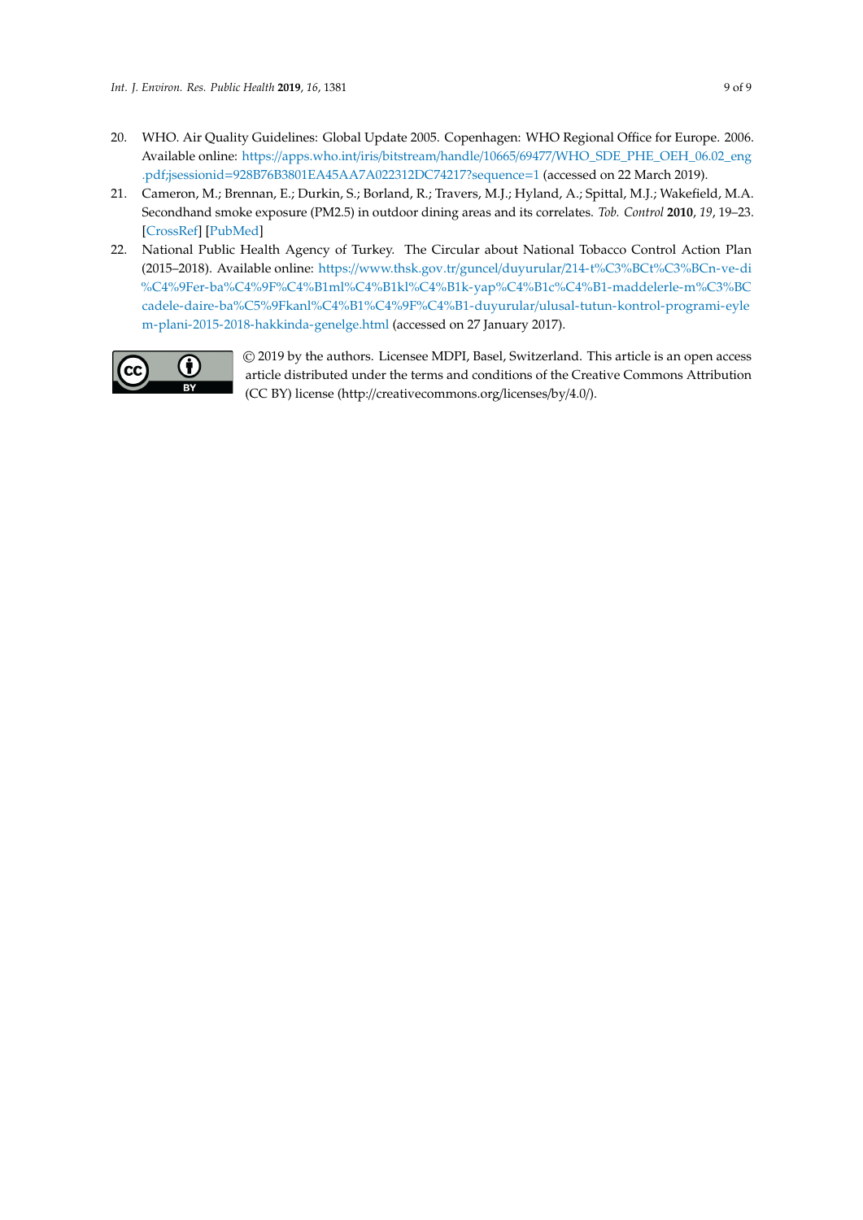20. WHO. Air Quality Guidelines: Global Update 2005. Copenhagen: WHO Regional Office for Europe. 2006. Available online: https://apps.who.int/iris/bitstream/handle/10665/69477/WHO_SDE_PHE_OEH_06.02_eng.pdf;jsessionid=928B76B3801EA45AA7A022312DC74217?sequence=1 (accessed on 22 March 2019).
21. Cameron, M.; Brennan, E.; Durkin, S.; Borland, R.; Travers, M.J.; Hyland, A.; Spittal, M.J.; Wakefield, M.A. Secondhand smoke exposure (PM2.5) in outdoor dining areas and its correlates. *Tob. Control* **2010**, *19*, 19–23. [CrossRef] [PubMed]
22. National Public Health Agency of Turkey. The Circular about National Tobacco Control Action Plan (2015–2018). Available online: https://www.thsk.gov.tr/guncel/duyurular/214-t%C3%BCt%C3%BCn-ve-di%C4%9Fer-ba%C4%9F%C4%B1ml%C4%B1kl%C4%B1k-yap%C4%B1c%C4%B1-maddelerle-m%C3%BCcadele-daire-ba%C5%9Fkanl%C4%B1%C4%9F%C4%B1-duyurular/ulusal-tutun-kontrol-programi-eylem-plani-2015-2018-hakkinda-genelge.html (accessed on 27 January 2017).

© 2019 by the authors. Licensee MDPI, Basel, Switzerland. This article is an open access article distributed under the terms and conditions of the Creative Commons Attribution (CC BY) license (http://creativecommons.org/licenses/by/4.0/).